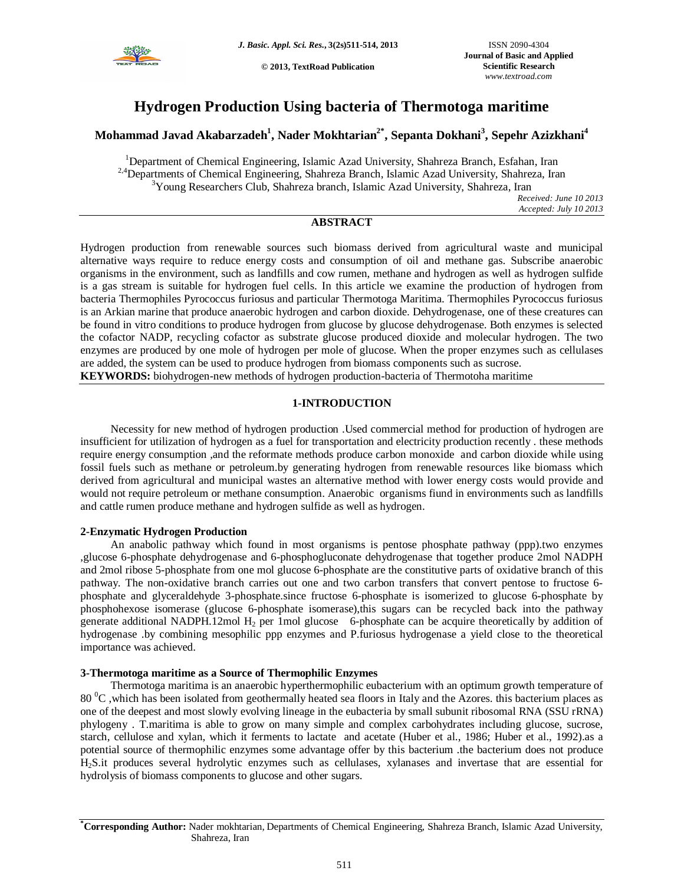# Hydrogen Production Using bacteria of Thermotoga maritime

**Mohammad Javad Akabarzadeh[1], Nader Mokhtarian[2*], Sepanta Dokhani[3], Sepehr Azizkhani[4]**

[1]Department of Chemical Engineering, Islamic Azad University, Shahreza Branch, Esfahan, Iran
[2,4]Departments of Chemical Engineering, Shahreza Branch, Islamic Azad University, Shahreza, Iran
[3]Young Researchers Club, Shahreza branch, Islamic Azad University, Shahreza, Iran

*Received: June 10 2013*
*Accepted: July 10 2013*

## ABSTRACT

Hydrogen production from renewable sources such biomass derived from agricultural waste and municipal alternative ways require to reduce energy costs and consumption of oil and methane gas. Subscribe anaerobic organisms in the environment, such as landfills and cow rumen, methane and hydrogen as well as hydrogen sulfide is a gas stream is suitable for hydrogen fuel cells. In this article we examine the production of hydrogen from bacteria Thermophiles Pyrococcus furiosus and particular Thermotoga Maritima. Thermophiles Pyrococcus furiosus is an Arkian marine that produce anaerobic hydrogen and carbon dioxide. Dehydrogenase, one of these creatures can be found in vitro conditions to produce hydrogen from glucose by glucose dehydrogenase. Both enzymes is selected the cofactor NADP, recycling cofactor as substrate glucose produced dioxide and molecular hydrogen. The two enzymes are produced by one mole of hydrogen per mole of glucose. When the proper enzymes such as cellulases are added, the system can be used to produce hydrogen from biomass components such as sucrose.

**KEYWORDS:** biohydrogen-new methods of hydrogen production-bacteria of Thermotoha maritime

## 1-INTRODUCTION

Necessity for new method of hydrogen production .Used commercial method for production of hydrogen are insufficient for utilization of hydrogen as a fuel for transportation and electricity production recently . these methods require energy consumption ,and the reformate methods produce carbon monoxide and carbon dioxide while using fossil fuels such as methane or petroleum.by generating hydrogen from renewable resources like biomass which derived from agricultural and municipal wastes an alternative method with lower energy costs would provide and would not require petroleum or methane consumption. Anaerobic organisms fiund in environments such as landfills and cattle rumen produce methane and hydrogen sulfide as well as hydrogen.

### 2-Enzymatic Hydrogen Production

An anabolic pathway which found in most organisms is pentose phosphate pathway (ppp).two enzymes ,glucose 6-phosphate dehydrogenase and 6-phosphogluconate dehydrogenase that together produce 2mol NADPH and 2mol ribose 5-phosphate from one mol glucose 6-phosphate are the constitutive parts of oxidative branch of this pathway. The non-oxidative branch carries out one and two carbon transfers that convert pentose to fructose 6-phosphate and glyceraldehyde 3-phosphate.since fructose 6-phosphate is isomerized to glucose 6-phosphate by phosphohexose isomerase (glucose 6-phosphate isomerase),this sugars can be recycled back into the pathway generate additional NADPH.12mol $H_2$ per 1mol glucose 6-phosphate can be acquire theoretically by addition of hydrogenase .by combining mesophilic ppp enzymes and P.furiosus hydrogenase a yield close to the theoretical importance was achieved.

### 3-Thermotoga maritime as a Source of Thermophilic Enzymes

Thermotoga maritima is an anaerobic hyperthermophilic eubacterium with an optimum growth temperature of 80 $^0$C ,which has been isolated from geothermally heated sea floors in Italy and the Azores. this bacterium places as one of the deepest and most slowly evolving lineage in the eubacteria by small subunit ribosomal RNA (SSU rRNA) phylogeny . T.maritima is able to grow on many simple and complex carbohydrates including glucose, sucrose, starch, cellulose and xylan, which it ferments to lactate and acetate (Huber et al., 1986; Huber et al., 1992).as a potential source of thermophilic enzymes some advantage offer by this bacterium .the bacterium does not produce $H_2S$.it produces several hydrolytic enzymes such as cellulases, xylanases and invertase that are essential for hydrolysis of biomass components to glucose and other sugars.

**\*Corresponding Author:** Nader mokhtarian, Departments of Chemical Engineering, Shahreza Branch, Islamic Azad University, Shahreza, Iran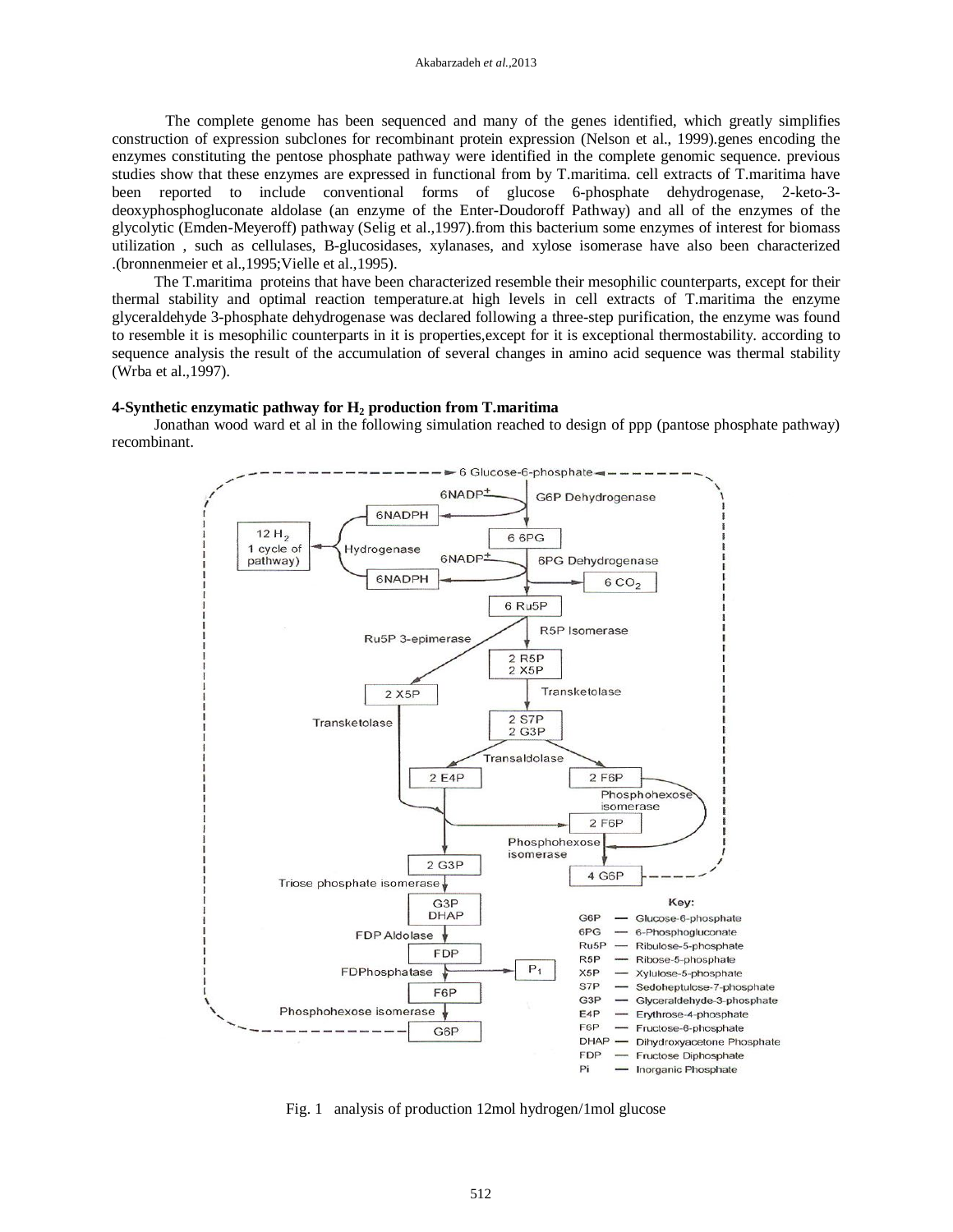The complete genome has been sequenced and many of the genes identified, which greatly simplifies construction of expression subclones for recombinant protein expression (Nelson et al., 1999).genes encoding the enzymes constituting the pentose phosphate pathway were identified in the complete genomic sequence. previous studies show that these enzymes are expressed in functional from by T.maritima. cell extracts of T.maritima have been reported to include conventional forms of glucose 6-phosphate dehydrogenase, 2-keto-3-deoxyphosphogluconate aldolase (an enzyme of the Enter-Doudoroff Pathway) and all of the enzymes of the glycolytic (Emden-Meyeroff) pathway (Selig et al.,1997).from this bacterium some enzymes of interest for biomass utilization , such as cellulases, B-glucosidases, xylanases, and xylose isomerase have also been characterized .(bronnenmeier et al.,1995;Vielle et al.,1995).

The T.maritima proteins that have been characterized resemble their mesophilic counterparts, except for their thermal stability and optimal reaction temperature.at high levels in cell extracts of T.maritima the enzyme glyceraldehyde 3-phosphate dehydrogenase was declared following a three-step purification, the enzyme was found to resemble it is mesophilic counterparts in it is properties,except for it is exceptional thermostability. according to sequence analysis the result of the accumulation of several changes in amino acid sequence was thermal stability (Wrba et al.,1997).

**4-Synthetic enzymatic pathway for $H_2$ production from T.maritima**

Jonathan wood ward et al in the following simulation reached to design of ppp (pantose phosphate pathway) recombinant.

6 Glucose-6-phosphate
6NADP+
G6P Dehydrogenase
6NADPH
12 $H_2$
1 cycle of pathway)
Hydrogenase
6 6PG
6NADP+
6PG Dehydrogenase
6NADPH
6 $CO_2$
6 Ru5P
Ru5P 3-epimerase
R5P Isomerase
2 R5P
2 X5P
2 X5P
Transketolase
Transketolase
2 S7P
2 G3P
Transaldolase
2 E4P
2 F6P
Phosphohexose isomerase
2 F6P
Phosphohexose isomerase
2 G3P
4 G6P
Triose phosphate isomerase
G3P
DHAP
FDP Aldolase
FDP
FDPhosphatase
$P_1$
F6P
Phosphohexose isomerase
G6P

Key:
G6P — Glucose-6-phosphate
6PG — 6-Phosphogluconate
Ru5P — Ribulose-5-phosphate
R5P — Ribose-5-phosphate
X5P — Xylulose-5-phosphate
S7P — Sedoheptulose-7-phosphate
G3P — Glyceraldehyde-3-phosphate
E4P — Erythrose-4-phosphate
F6P — Fructose-6-phosphate
DHAP — Dihydroxyacetone Phosphate
FDP — Fructose Diphosphate
Pi — Inorganic Phosphate

Fig. 1 analysis of production 12mol hydrogen/1mol glucose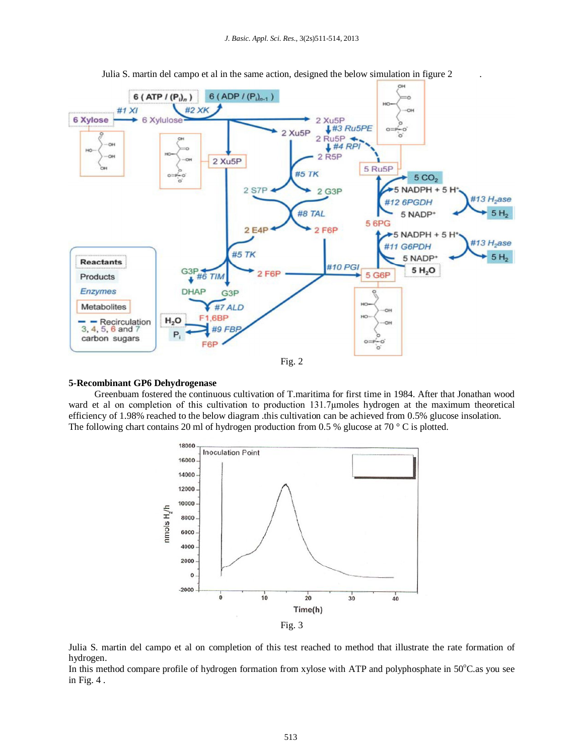Julia S. martin del campo et al in the same action, designed the below simulation in figure 2 .

6 ( ATP / (P$_i$)$_n$ )
6 ( ADP / (P$_i$)$_{n-1}$ )
#1 XI
#2 XK
6 Xylose
6 Xylulose
2 Xu5P
#3 Ru5PE
2 Ru5P
#4 RPI
2 R5P
2 Xu5P
2 Xu5P
#5 TK
2 S7P
2 G3P
#8 TAL
2 E4P
2 F6P
#5 TK
G3P
#6 TIM
2 F6P
#10 PGI
DHAP
G3P
#7 ALD
F1,6BP
H$_2$O
P$_i$
#9 FBP
F6P
5 Ru5P
5 $CO_2$
5 NADPH + 5 H$^+$
#12 6PGDH
5 NADP$^+$
#13 H$_2$ase
5 H$_2$
5 6PG
5 NADPH + 5 H$^+$
#11 G6PDH
5 NADP$^+$
#13 H$_2$ase
5 H$_2$
5 G6P
5 H$_2$O
Reactants
Products
Enzymes
Metabolites
Recirculation 3, 4, 5, 6 and 7 carbon sugars

Fig. 2

**5-Recombinant GP6 Dehydrogenase**

Greenbuam fostered the continuous cultivation of T.maritima for first time in 1984. After that Jonathan wood ward et al on completion of this cultivation to production 131.7μmoles hydrogen at the maximum theoretical efficiency of 1.98% reached to the below diagram .this cultivation can be achieved from 0.5% glucose insolation. The following chart contains 20 ml of hydrogen production from 0.5 % glucose at 70 ° C is plotted.

Inoculation Point
nmols H$_2$/h
18000
16000
14000
12000
10000
8000
6000
4000
2000
0
-2000
0
10
20
30
40
Time(h)

Fig. 3

Julia S. martin del campo et al on completion of this test reached to method that illustrate the rate formation of hydrogen.

In this method compare profile of hydrogen formation from xylose with ATP and polyphosphate in 50$^o$C.as you see in Fig. 4 .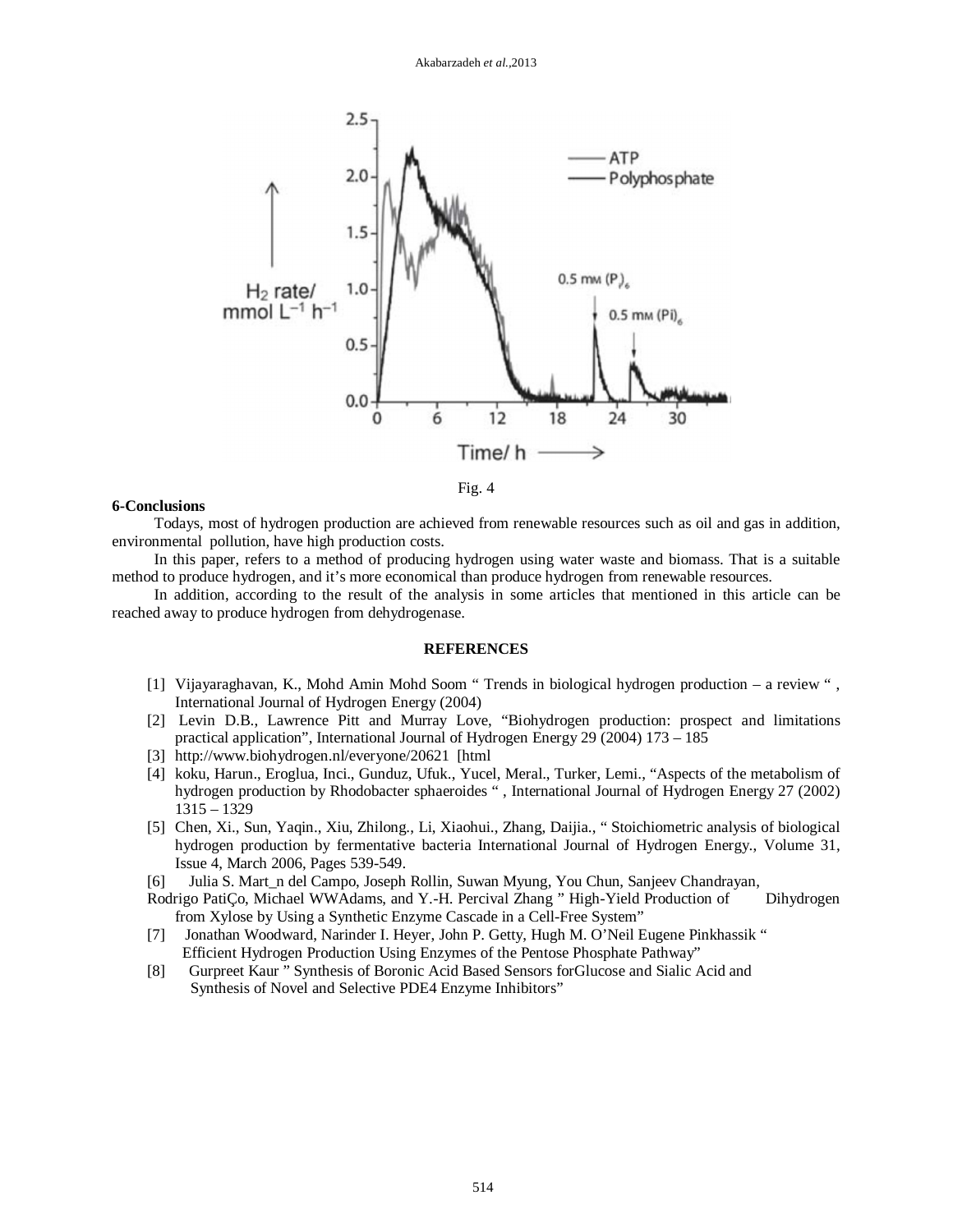2.5
2.0
1.5
1.0
0.5
0.0

$H_2$ rate/ mmol $L^{-1}$ $h^{-1}$

ATP
Polyphosphate

0.5 mM $(P_i)_6$
0.5 mM $(Pi)_6$

0 6 12 18 24 30

Time/ h

Fig. 4

**6-Conclusions**

Todays, most of hydrogen production are achieved from renewable resources such as oil and gas in addition, environmental pollution, have high production costs.

In this paper, refers to a method of producing hydrogen using water waste and biomass. That is a suitable method to produce hydrogen, and it's more economical than produce hydrogen from renewable resources.

In addition, according to the result of the analysis in some articles that mentioned in this article can be reached away to produce hydrogen from dehydrogenase.

## REFERENCES

[1] Vijayaraghavan, K., Mohd Amin Mohd Soom " Trends in biological hydrogen production – a review " , International Journal of Hydrogen Energy (2004)

[2] Levin D.B., Lawrence Pitt and Murray Love, "Biohydrogen production: prospect and limitations practical application", International Journal of Hydrogen Energy 29 (2004) 173 – 185

[3] http://www.biohydrogen.nl/everyone/20621 [html

[4] koku, Harun., Eroglua, Inci., Gunduz, Ufuk., Yucel, Meral., Turker, Lemi., "Aspects of the metabolism of hydrogen production by Rhodobacter sphaeroides " , International Journal of Hydrogen Energy 27 (2002) 1315 – 1329

[5] Chen, Xi., Sun, Yaqin., Xiu, Zhilong., Li, Xiaohui., Zhang, Daijia., " Stoichiometric analysis of biological hydrogen production by fermentative bacteria International Journal of Hydrogen Energy., Volume 31, Issue 4, March 2006, Pages 539-549.

[6] Julia S. Mart_n del Campo, Joseph Rollin, Suwan Myung, You Chun, Sanjeev Chandrayan, Rodrigo PatiÇo, Michael WWAdams, and Y.-H. Percival Zhang " High-Yield Production of Dihydrogen from Xylose by Using a Synthetic Enzyme Cascade in a Cell-Free System"

[7] Jonathan Woodward, Narinder I. Heyer, John P. Getty, Hugh M. O'Neil Eugene Pinkhassik " Efficient Hydrogen Production Using Enzymes of the Pentose Phosphate Pathway"

[8] Gurpreet Kaur " Synthesis of Boronic Acid Based Sensors forGlucose and Sialic Acid and Synthesis of Novel and Selective PDE4 Enzyme Inhibitors"